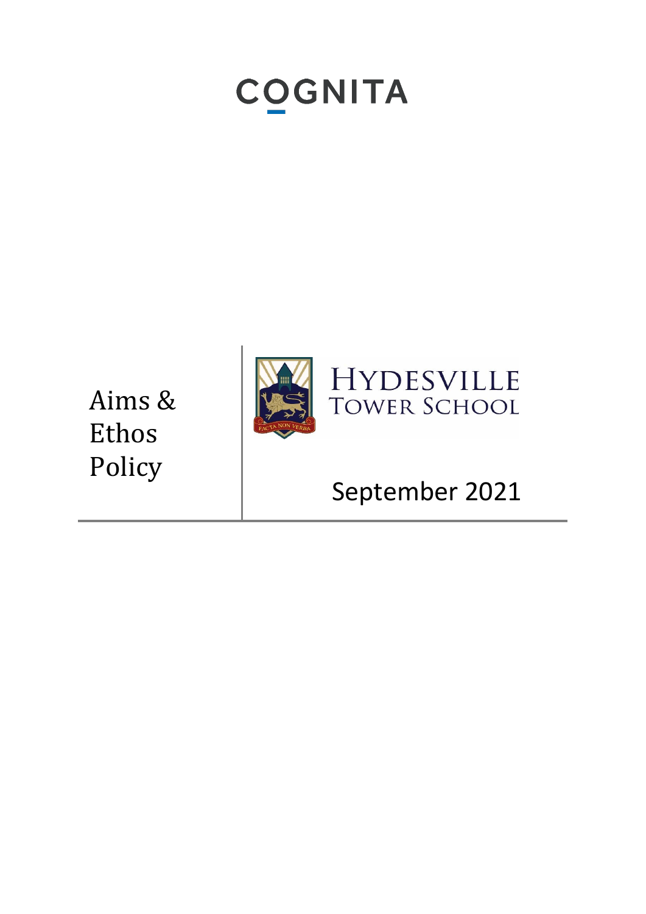COGNITA

# Aims & Ethos Policy

HYDESVILLE TOWER SCHOOL

FACTA NON VERBA

September 2021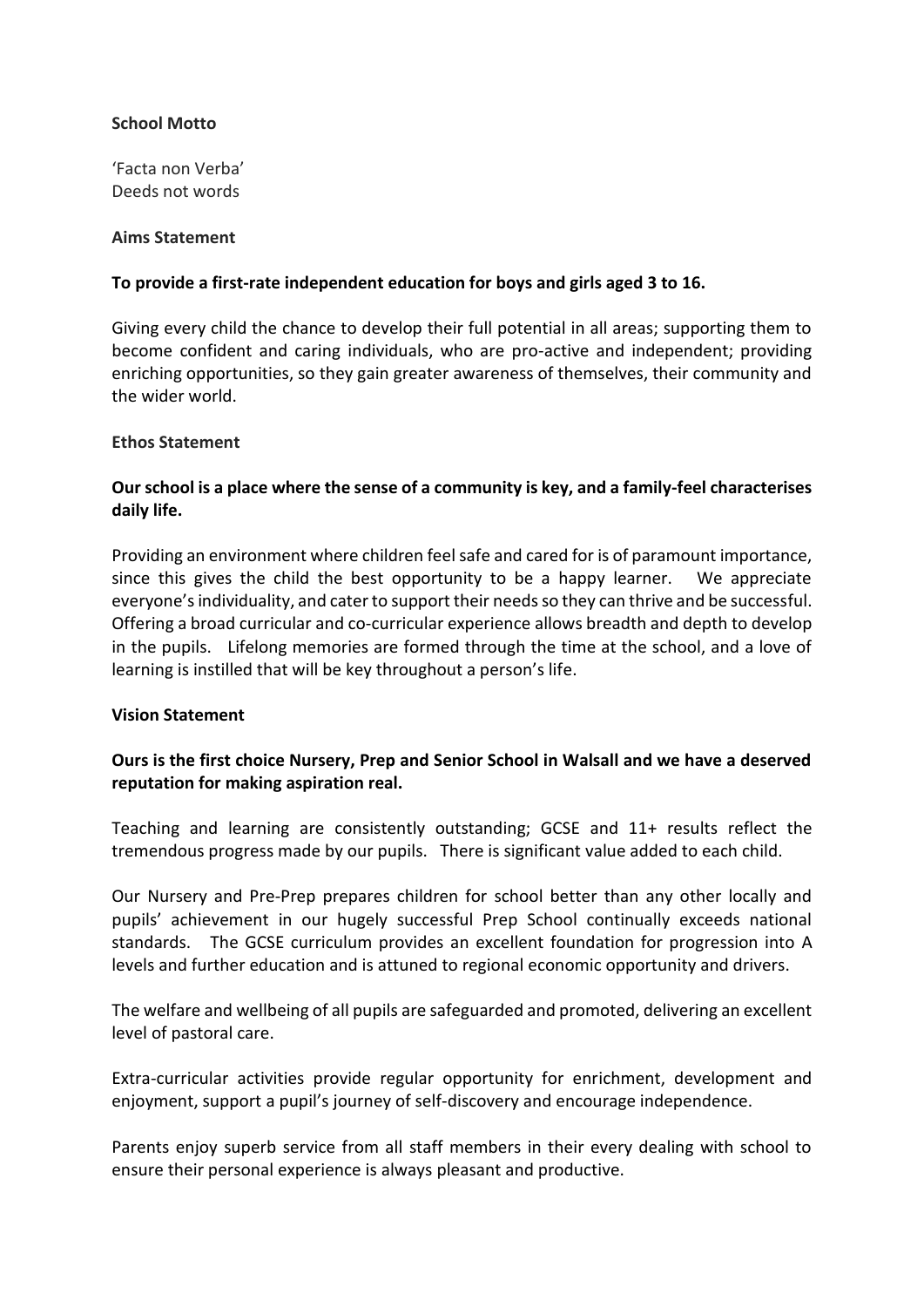**School Motto**

'Facta non Verba'
Deeds not words

**Aims Statement**

**To provide a first-rate independent education for boys and girls aged 3 to 16.**

Giving every child the chance to develop their full potential in all areas; supporting them to become confident and caring individuals, who are pro-active and independent; providing enriching opportunities, so they gain greater awareness of themselves, their community and the wider world.

**Ethos Statement**

**Our school is a place where the sense of a community is key, and a family-feel characterises daily life.**

Providing an environment where children feel safe and cared for is of paramount importance, since this gives the child the best opportunity to be a happy learner. We appreciate everyone's individuality, and cater to support their needs so they can thrive and be successful. Offering a broad curricular and co-curricular experience allows breadth and depth to develop in the pupils. Lifelong memories are formed through the time at the school, and a love of learning is instilled that will be key throughout a person's life.

**Vision Statement**

**Ours is the first choice Nursery, Prep and Senior School in Walsall and we have a deserved reputation for making aspiration real.**

Teaching and learning are consistently outstanding; GCSE and 11+ results reflect the tremendous progress made by our pupils. There is significant value added to each child.

Our Nursery and Pre-Prep prepares children for school better than any other locally and pupils' achievement in our hugely successful Prep School continually exceeds national standards. The GCSE curriculum provides an excellent foundation for progression into A levels and further education and is attuned to regional economic opportunity and drivers.

The welfare and wellbeing of all pupils are safeguarded and promoted, delivering an excellent level of pastoral care.

Extra-curricular activities provide regular opportunity for enrichment, development and enjoyment, support a pupil's journey of self-discovery and encourage independence.

Parents enjoy superb service from all staff members in their every dealing with school to ensure their personal experience is always pleasant and productive.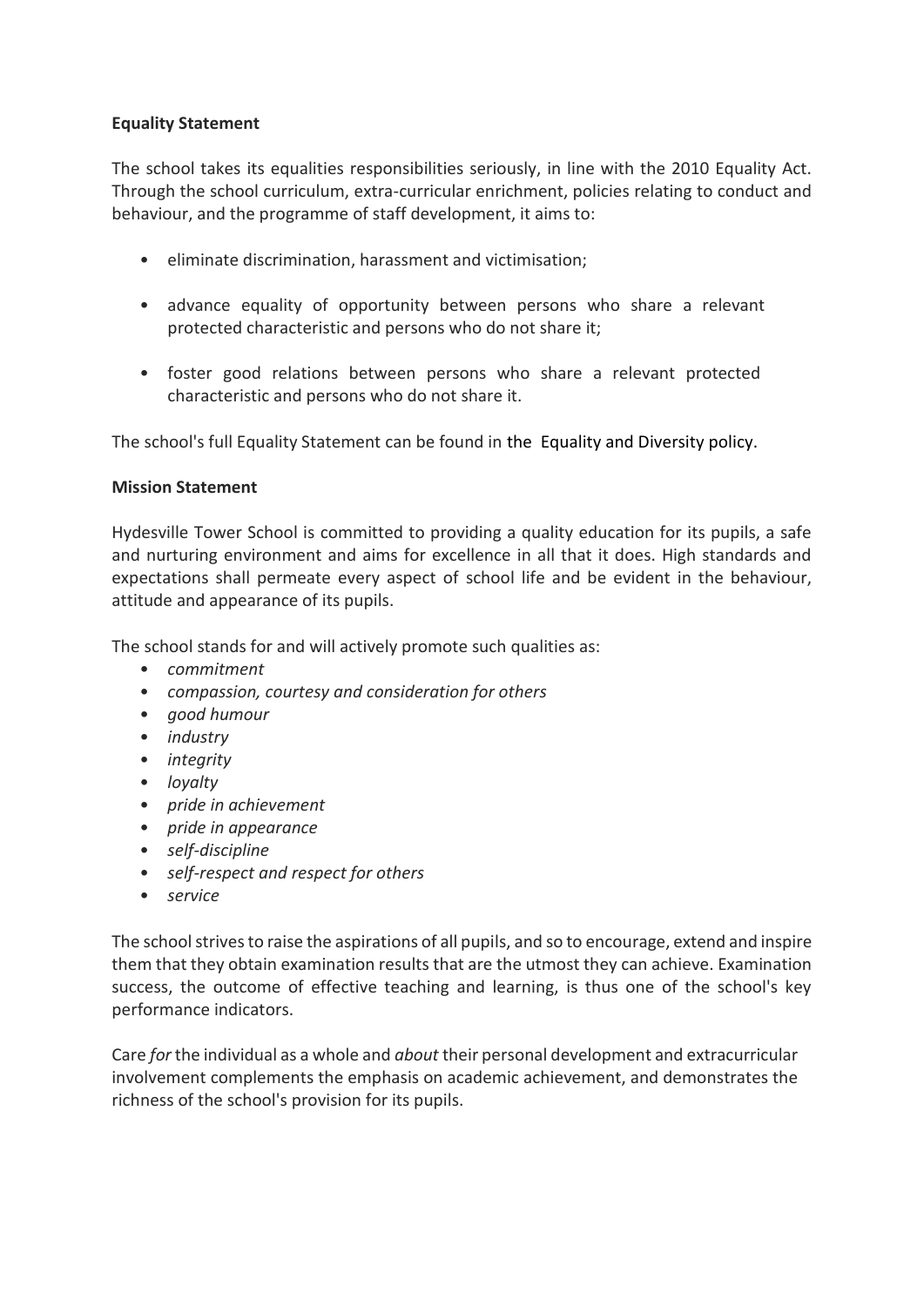**Equality Statement**

The school takes its equalities responsibilities seriously, in line with the 2010 Equality Act. Through the school curriculum, extra-curricular enrichment, policies relating to conduct and behaviour, and the programme of staff development, it aims to:

- eliminate discrimination, harassment and victimisation;
- advance equality of opportunity between persons who share a relevant protected characteristic and persons who do not share it;
- foster good relations between persons who share a relevant protected characteristic and persons who do not share it.

The school's full Equality Statement can be found in the Equality and Diversity policy.

**Mission Statement**

Hydesville Tower School is committed to providing a quality education for its pupils, a safe and nurturing environment and aims for excellence in all that it does. High standards and expectations shall permeate every aspect of school life and be evident in the behaviour, attitude and appearance of its pupils.

The school stands for and will actively promote such qualities as:

- *commitment*
- *compassion, courtesy and consideration for others*
- *good humour*
- *industry*
- *integrity*
- *loyalty*
- *pride in achievement*
- *pride in appearance*
- *self-discipline*
- *self-respect and respect for others*
- *service*

The school strives to raise the aspirations of all pupils, and so to encourage, extend and inspire them that they obtain examination results that are the utmost they can achieve. Examination success, the outcome of effective teaching and learning, is thus one of the school's key performance indicators.

Care *for* the individual as a whole and *about* their personal development and extracurricular involvement complements the emphasis on academic achievement, and demonstrates the richness of the school's provision for its pupils.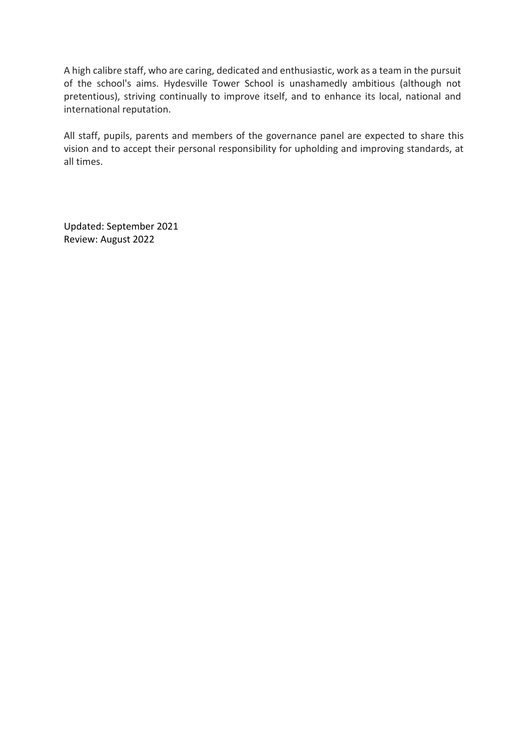A high calibre staff, who are caring, dedicated and enthusiastic, work as a team in the pursuit of the school's aims. Hydesville Tower School is unashamedly ambitious (although not pretentious), striving continually to improve itself, and to enhance its local, national and international reputation.

All staff, pupils, parents and members of the governance panel are expected to share this vision and to accept their personal responsibility for upholding and improving standards, at all times.

Updated: September 2021
Review: August 2022